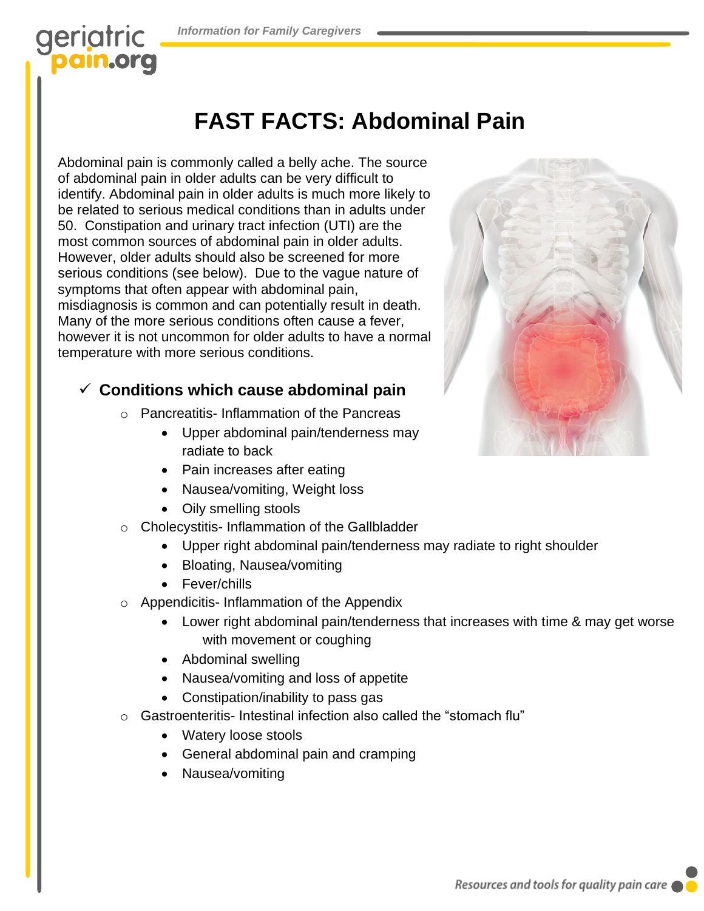# FAST FACTS: Abdominal Pain

Abdominal pain is commonly called a belly ache. The source of abdominal pain in older adults can be very difficult to identify. Abdominal pain in older adults is much more likely to be related to serious medical conditions than in adults under 50. Constipation and urinary tract infection (UTI) are the most common sources of abdominal pain in older adults. However, older adults should also be screened for more serious conditions (see below). Due to the vague nature of symptoms that often appear with abdominal pain, misdiagnosis is common and can potentially result in death. Many of the more serious conditions often cause a fever, however it is not uncommon for older adults to have a normal temperature with more serious conditions.

## ✓ Conditions which cause abdominal pain

- Pancreatitis- Inflammation of the Pancreas
  - Upper abdominal pain/tenderness may radiate to back
  - Pain increases after eating
  - Nausea/vomiting, Weight loss
  - Oily smelling stools
- Cholecystitis- Inflammation of the Gallbladder
  - Upper right abdominal pain/tenderness may radiate to right shoulder
  - Bloating, Nausea/vomiting
  - Fever/chills
- Appendicitis- Inflammation of the Appendix
  - Lower right abdominal pain/tenderness that increases with time & may get worse with movement or coughing
  - Abdominal swelling
  - Nausea/vomiting and loss of appetite
  - Constipation/inability to pass gas
- Gastroenteritis- Intestinal infection also called the "stomach flu"
  - Watery loose stools
  - General abdominal pain and cramping
  - Nausea/vomiting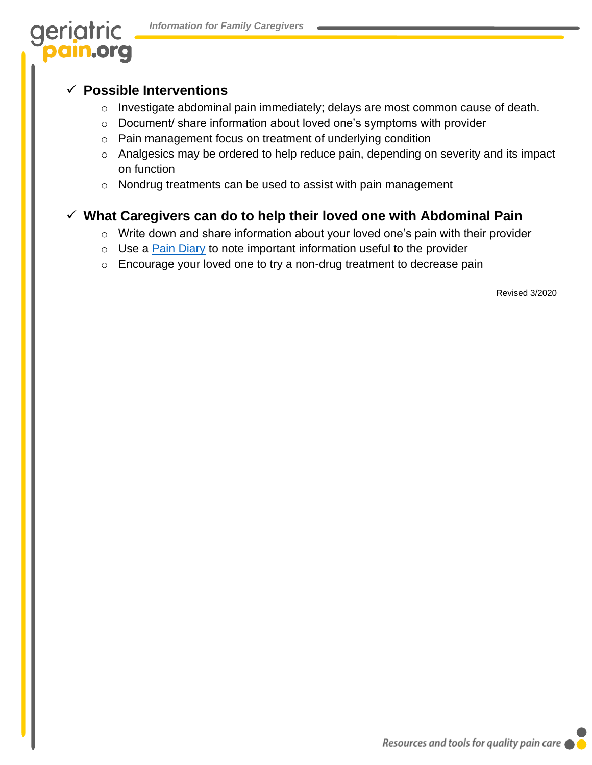## ✓ Possible Interventions

- Investigate abdominal pain immediately; delays are most common cause of death.
- Document/ share information about loved one's symptoms with provider
- Pain management focus on treatment of underlying condition
- Analgesics may be ordered to help reduce pain, depending on severity and its impact on function
- Nondrug treatments can be used to assist with pain management

## ✓ What Caregivers can do to help their loved one with Abdominal Pain

- Write down and share information about your loved one's pain with their provider
- Use a Pain Diary to note important information useful to the provider
- Encourage your loved one to try a non-drug treatment to decrease pain

Revised 3/2020